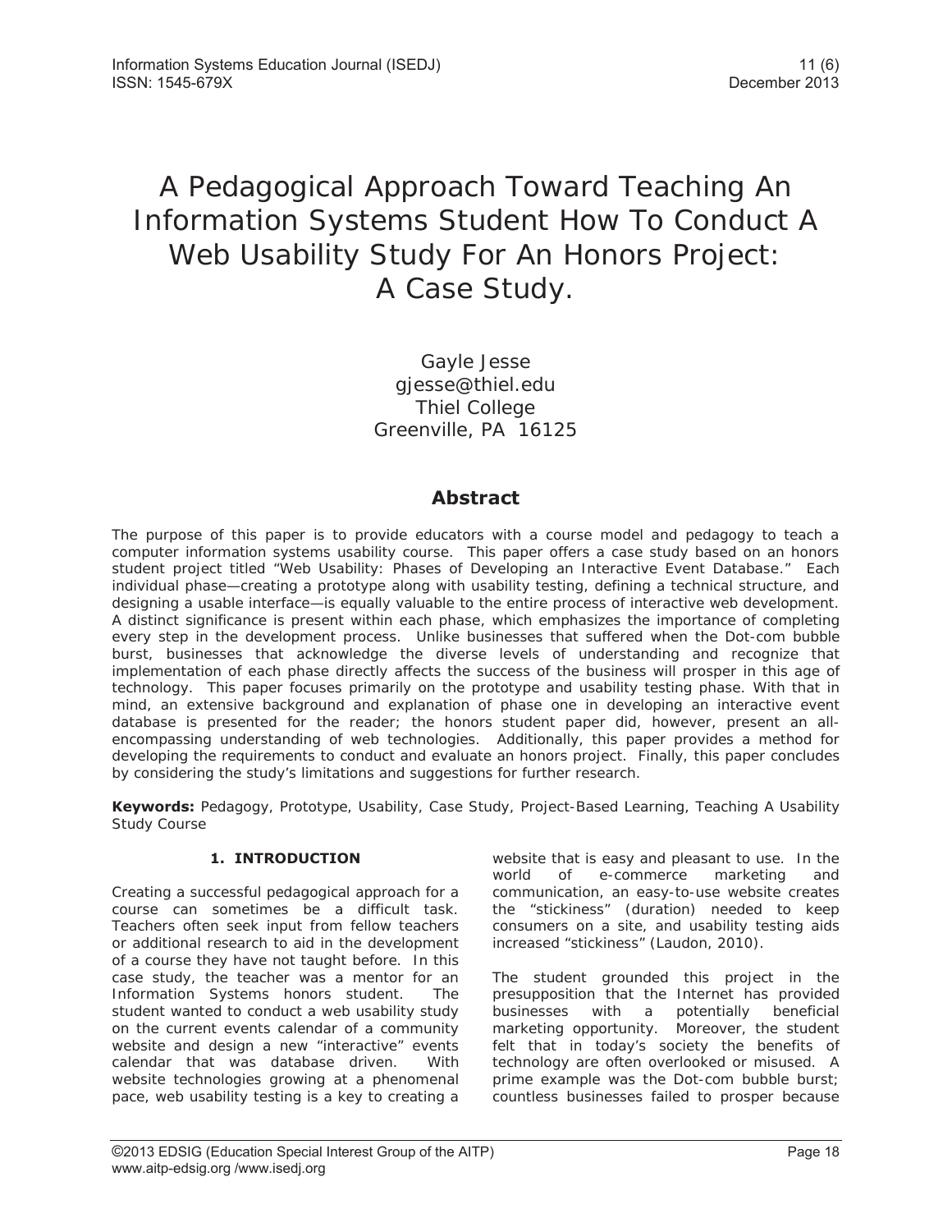# A Pedagogical Approach Toward Teaching An Information Systems Student How To Conduct A Web Usability Study For An Honors Project: A Case Study.

Gayle Jesse
gjesse@thiel.edu
Thiel College
Greenville, PA 16125

## Abstract

The purpose of this paper is to provide educators with a course model and pedagogy to teach a computer information systems usability course. This paper offers a case study based on an honors student project titled "Web Usability: Phases of Developing an Interactive Event Database." Each individual phase—creating a prototype along with usability testing, defining a technical structure, and designing a usable interface—is equally valuable to the entire process of interactive web development. A distinct significance is present within each phase, which emphasizes the importance of completing every step in the development process. Unlike businesses that suffered when the Dot-com bubble burst, businesses that acknowledge the diverse levels of understanding and recognize that implementation of each phase directly affects the success of the business will prosper in this age of technology. This paper focuses primarily on the prototype and usability testing phase. With that in mind, an extensive background and explanation of phase one in developing an interactive event database is presented for the reader; the honors student paper did, however, present an all-encompassing understanding of web technologies. Additionally, this paper provides a method for developing the requirements to conduct and evaluate an honors project. Finally, this paper concludes by considering the study's limitations and suggestions for further research.

**Keywords:** Pedagogy, Prototype, Usability, Case Study, Project-Based Learning, Teaching A Usability Study Course

## 1. INTRODUCTION

Creating a successful pedagogical approach for a course can sometimes be a difficult task. Teachers often seek input from fellow teachers or additional research to aid in the development of a course they have not taught before. In this case study, the teacher was a mentor for an Information Systems honors student. The student wanted to conduct a web usability study on the current events calendar of a community website and design a new "interactive" events calendar that was database driven. With website technologies growing at a phenomenal pace, web usability testing is a key to creating a website that is easy and pleasant to use. In the world of e-commerce marketing and communication, an easy-to-use website creates the "stickiness" (duration) needed to keep consumers on a site, and usability testing aids increased "stickiness" (Laudon, 2010).

The student grounded this project in the presupposition that the Internet has provided businesses with a potentially beneficial marketing opportunity. Moreover, the student felt that in today's society the benefits of technology are often overlooked or misused. A prime example was the Dot-com bubble burst; countless businesses failed to prosper because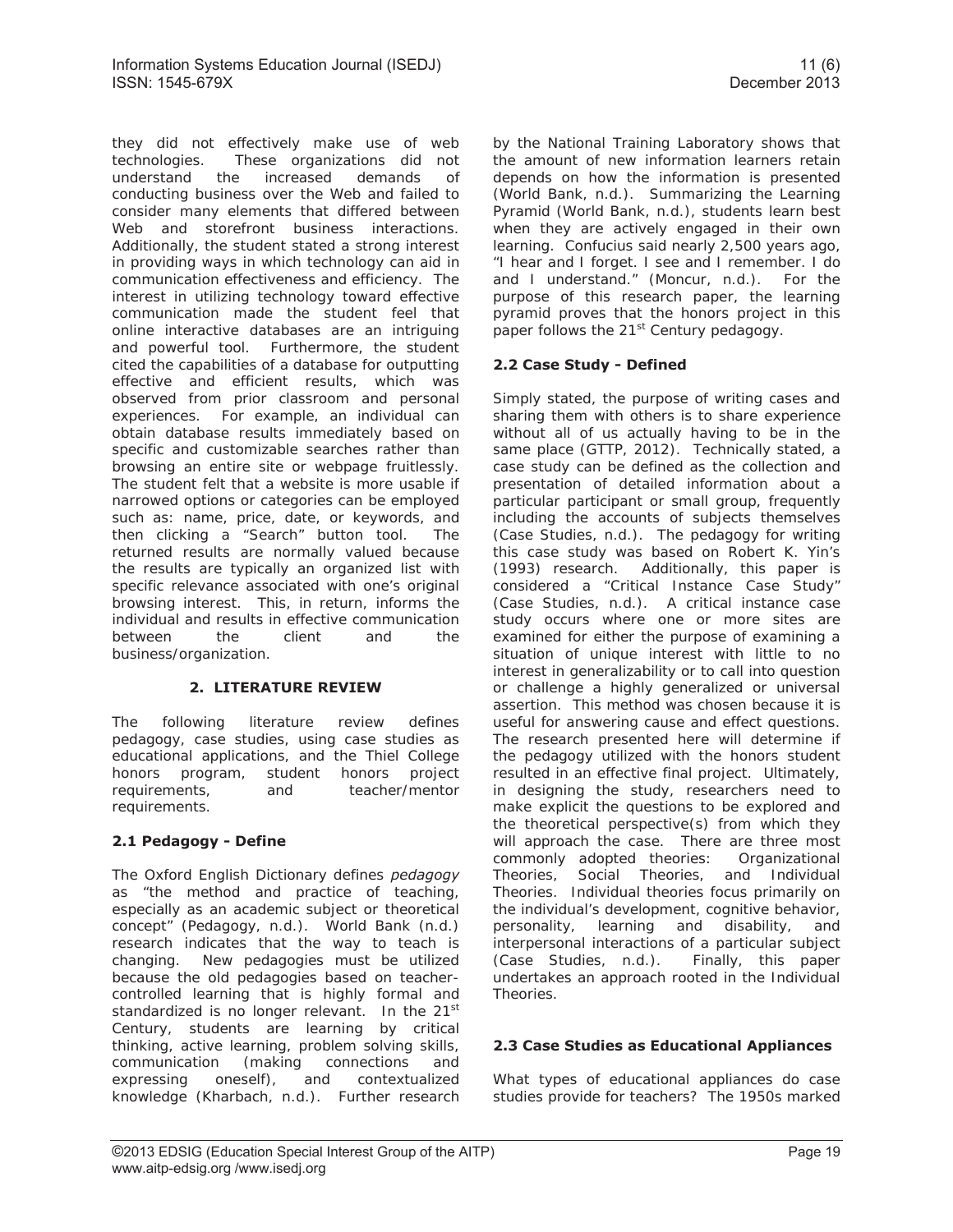they did not effectively make use of web technologies. These organizations did not understand the increased demands of conducting business over the Web and failed to consider many elements that differed between Web and storefront business interactions. Additionally, the student stated a strong interest in providing ways in which technology can aid in communication effectiveness and efficiency. The interest in utilizing technology toward effective communication made the student feel that online interactive databases are an intriguing and powerful tool. Furthermore, the student cited the capabilities of a database for outputting effective and efficient results, which was observed from prior classroom and personal experiences. For example, an individual can obtain database results immediately based on specific and customizable searches rather than browsing an entire site or webpage fruitlessly. The student felt that a website is more usable if narrowed options or categories can be employed such as: name, price, date, or keywords, and then clicking a "Search" button tool. The returned results are normally valued because the results are typically an organized list with specific relevance associated with one's original browsing interest. This, in return, informs the individual and results in effective communication between the client and the business/organization.

## 2. LITERATURE REVIEW

The following literature review defines pedagogy, case studies, using case studies as educational applications, and the Thiel College honors program, student honors project requirements, and teacher/mentor requirements.

### 2.1 Pedagogy - Define

The Oxford English Dictionary defines *pedagogy* as "the method and practice of teaching, especially as an academic subject or theoretical concept" (Pedagogy, n.d.). World Bank (n.d.) research indicates that the way to teach is changing. New pedagogies must be utilized because the old pedagogies based on teacher-controlled learning that is highly formal and standardized is no longer relevant. In the 21st Century, students are learning by critical thinking, active learning, problem solving skills, communication (making connections and expressing oneself), and contextualized knowledge (Kharbach, n.d.). Further research by the National Training Laboratory shows that the amount of new information learners retain depends on how the information is presented (World Bank, n.d.). Summarizing the Learning Pyramid (World Bank, n.d.), students learn best when they are actively engaged in their own learning. Confucius said nearly 2,500 years ago, "I hear and I forget. I see and I remember. I do and I understand." (Moncur, n.d.). For the purpose of this research paper, the learning pyramid proves that the honors project in this paper follows the 21st Century pedagogy.

### 2.2 Case Study - Defined

Simply stated, the purpose of writing cases and sharing them with others is to share experience without all of us actually having to be in the same place (GTTP, 2012). Technically stated, a case study can be defined as the collection and presentation of detailed information about a particular participant or small group, frequently including the accounts of subjects themselves (Case Studies, n.d.). The pedagogy for writing this case study was based on Robert K. Yin's (1993) research. Additionally, this paper is considered a "Critical Instance Case Study" (Case Studies, n.d.). A critical instance case study occurs where one or more sites are examined for either the purpose of examining a situation of unique interest with little to no interest in generalizability or to call into question or challenge a highly generalized or universal assertion. This method was chosen because it is useful for answering cause and effect questions. The research presented here will determine if the pedagogy utilized with the honors student resulted in an effective final project. Ultimately, in designing the study, researchers need to make explicit the questions to be explored and the theoretical perspective(s) from which they will approach the case. There are three most commonly adopted theories: Organizational Theories, Social Theories, and Individual Theories. Individual theories focus primarily on the individual's development, cognitive behavior, personality, learning and disability, and interpersonal interactions of a particular subject (Case Studies, n.d.). Finally, this paper undertakes an approach rooted in the Individual Theories.

### 2.3 Case Studies as Educational Appliances

What types of educational appliances do case studies provide for teachers? The 1950s marked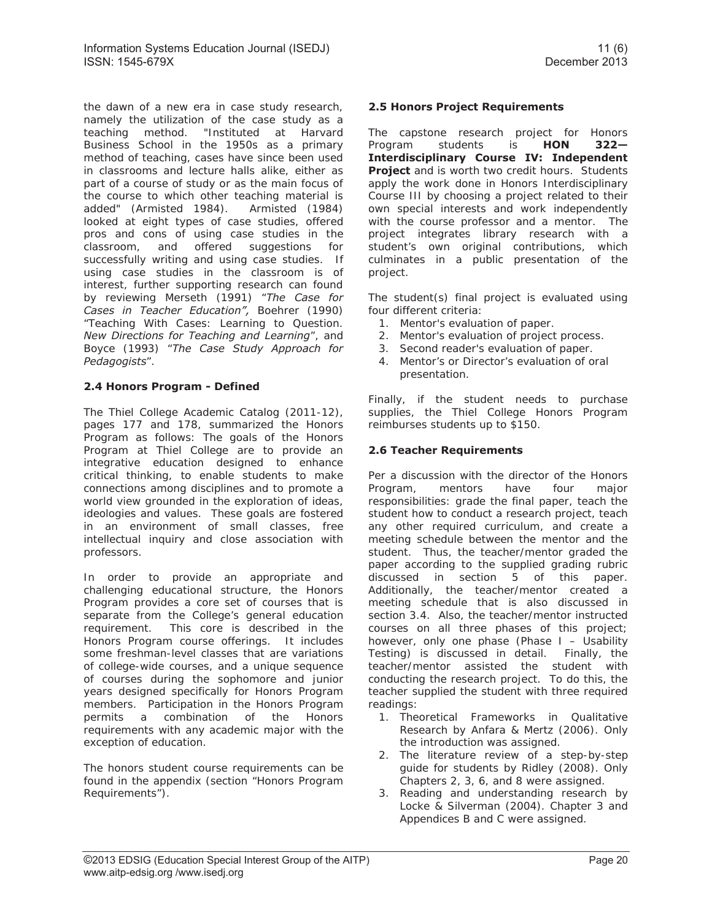the dawn of a new era in case study research, namely the utilization of the case study as a teaching method. "Instituted at Harvard Business School in the 1950s as a primary method of teaching, cases have since been used in classrooms and lecture halls alike, either as part of a course of study or as the main focus of the course to which other teaching material is added" (Armisted 1984). Armisted (1984) looked at eight types of case studies, offered pros and cons of using case studies in the classroom, and offered suggestions for successfully writing and using case studies. If using case studies in the classroom is of interest, further supporting research can found by reviewing Merseth (1991) "*The Case for Cases in Teacher Education",* Boehrer (1990) "Teaching With Cases: Learning to Question. *New Directions for Teaching and Learning*", and Boyce (1993) "*The Case Study Approach for Pedagogists*".

### 2.4 Honors Program - Defined

The Thiel College Academic Catalog (2011-12), pages 177 and 178, summarized the Honors Program as follows: The goals of the Honors Program at Thiel College are to provide an integrative education designed to enhance critical thinking, to enable students to make connections among disciplines and to promote a world view grounded in the exploration of ideas, ideologies and values. These goals are fostered in an environment of small classes, free intellectual inquiry and close association with professors.

In order to provide an appropriate and challenging educational structure, the Honors Program provides a core set of courses that is separate from the College's general education requirement. This core is described in the Honors Program course offerings. It includes some freshman-level classes that are variations of college-wide courses, and a unique sequence of courses during the sophomore and junior years designed specifically for Honors Program members. Participation in the Honors Program permits a combination of the Honors requirements with any academic major with the exception of education.

The honors student course requirements can be found in the appendix (section "Honors Program Requirements").

### 2.5 Honors Project Requirements

The capstone research project for Honors Program students is **HON 322—Interdisciplinary Course IV: Independent Project** and is worth two credit hours. Students apply the work done in Honors Interdisciplinary Course III by choosing a project related to their own special interests and work independently with the course professor and a mentor. The project integrates library research with a student's own original contributions, which culminates in a public presentation of the project.

The student(s) final project is evaluated using four different criteria:

1. Mentor's evaluation of paper.
2. Mentor's evaluation of project process.
3. Second reader's evaluation of paper.
4. Mentor's or Director's evaluation of oral presentation.

Finally, if the student needs to purchase supplies, the Thiel College Honors Program reimburses students up to $150.

### 2.6 Teacher Requirements

Per a discussion with the director of the Honors Program, mentors have four major responsibilities: grade the final paper, teach the student how to conduct a research project, teach any other required curriculum, and create a meeting schedule between the mentor and the student. Thus, the teacher/mentor graded the paper according to the supplied grading rubric discussed in section 5 of this paper. Additionally, the teacher/mentor created a meeting schedule that is also discussed in section 3.4. Also, the teacher/mentor instructed courses on all three phases of this project; however, only one phase (Phase I – Usability Testing) is discussed in detail. Finally, the teacher/mentor assisted the student with conducting the research project. To do this, the teacher supplied the student with three required readings:

1. Theoretical Frameworks in Qualitative Research by Anfara & Mertz (2006). Only the introduction was assigned.
2. The literature review of a step-by-step guide for students by Ridley (2008). Only Chapters 2, 3, 6, and 8 were assigned.
3. Reading and understanding research by Locke & Silverman (2004). Chapter 3 and Appendices B and C were assigned.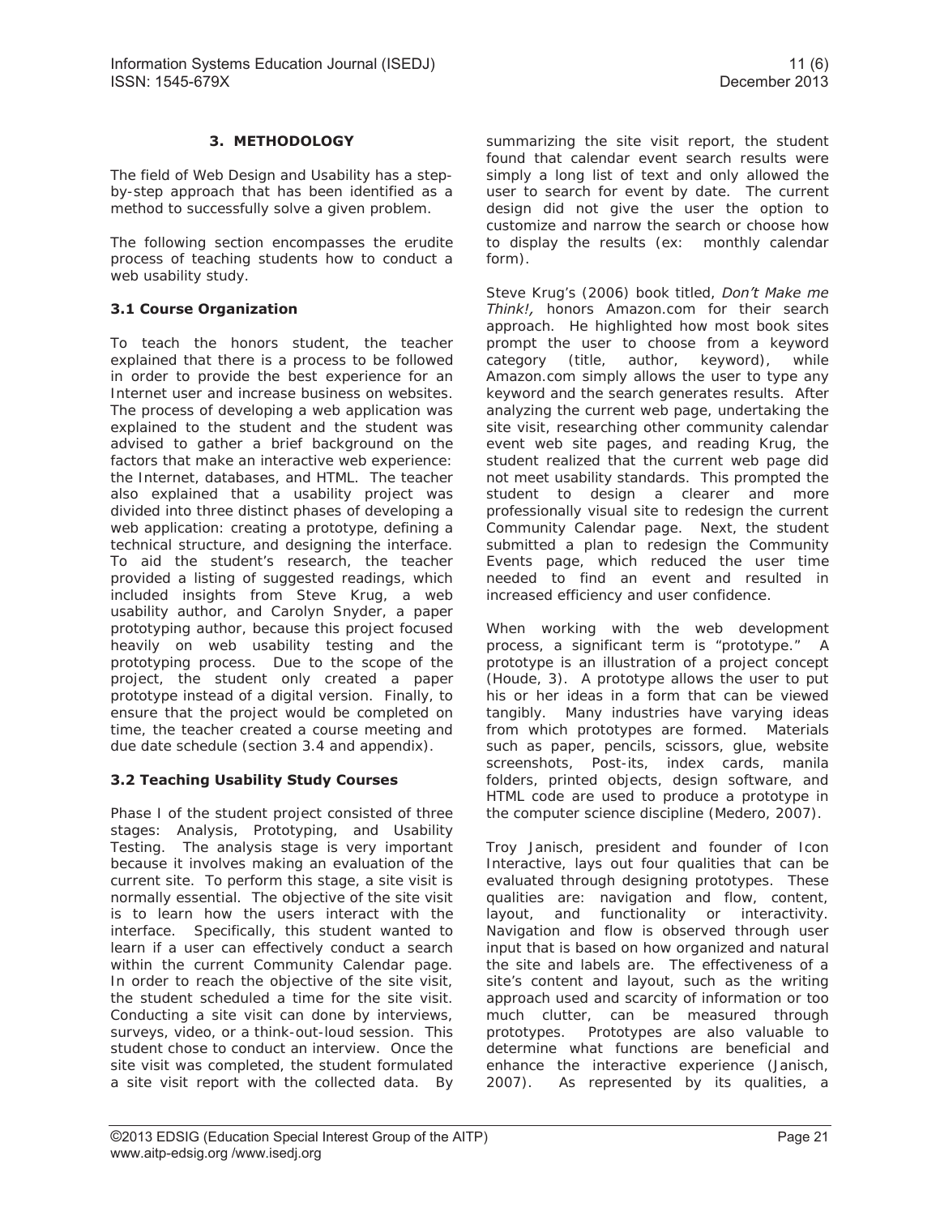## 3. METHODOLOGY

The field of Web Design and Usability has a step-by-step approach that has been identified as a method to successfully solve a given problem.

The following section encompasses the erudite process of teaching students how to conduct a web usability study.

### 3.1 Course Organization

To teach the honors student, the teacher explained that there is a process to be followed in order to provide the best experience for an Internet user and increase business on websites. The process of developing a web application was explained to the student and the student was advised to gather a brief background on the factors that make an interactive web experience: the Internet, databases, and HTML. The teacher also explained that a usability project was divided into three distinct phases of developing a web application: creating a prototype, defining a technical structure, and designing the interface. To aid the student's research, the teacher provided a listing of suggested readings, which included insights from Steve Krug, a web usability author, and Carolyn Snyder, a paper prototyping author, because this project focused heavily on web usability testing and the prototyping process. Due to the scope of the project, the student only created a paper prototype instead of a digital version. Finally, to ensure that the project would be completed on time, the teacher created a course meeting and due date schedule (section 3.4 and appendix).

### 3.2 Teaching Usability Study Courses

Phase I of the student project consisted of three stages: Analysis, Prototyping, and Usability Testing. The analysis stage is very important because it involves making an evaluation of the current site. To perform this stage, a site visit is normally essential. The objective of the site visit is to learn how the users interact with the interface. Specifically, this student wanted to learn if a user can effectively conduct a search within the current Community Calendar page. In order to reach the objective of the site visit, the student scheduled a time for the site visit. Conducting a site visit can done by interviews, surveys, video, or a think-out-loud session. This student chose to conduct an interview. Once the site visit was completed, the student formulated a site visit report with the collected data. By summarizing the site visit report, the student found that calendar event search results were simply a long list of text and only allowed the user to search for event by date. The current design did not give the user the option to customize and narrow the search or choose how to display the results (ex: monthly calendar form).

Steve Krug's (2006) book titled, *Don't Make me Think!,* honors Amazon.com for their search approach. He highlighted how most book sites prompt the user to choose from a keyword category (title, author, keyword), while Amazon.com simply allows the user to type any keyword and the search generates results. After analyzing the current web page, undertaking the site visit, researching other community calendar event web site pages, and reading Krug, the student realized that the current web page did not meet usability standards. This prompted the student to design a clearer and more professionally visual site to redesign the current Community Calendar page. Next, the student submitted a plan to redesign the Community Events page, which reduced the user time needed to find an event and resulted in increased efficiency and user confidence.

When working with the web development process, a significant term is "prototype." A prototype is an illustration of a project concept (Houde, 3). A prototype allows the user to put his or her ideas in a form that can be viewed tangibly. Many industries have varying ideas from which prototypes are formed. Materials such as paper, pencils, scissors, glue, website screenshots, Post-its, index cards, manila folders, printed objects, design software, and HTML code are used to produce a prototype in the computer science discipline (Medero, 2007).

Troy Janisch, president and founder of Icon Interactive, lays out four qualities that can be evaluated through designing prototypes. These qualities are: navigation and flow, content, layout, and functionality or interactivity. Navigation and flow is observed through user input that is based on how organized and natural the site and labels are. The effectiveness of a site's content and layout, such as the writing approach used and scarcity of information or too much clutter, can be measured through prototypes. Prototypes are also valuable to determine what functions are beneficial and enhance the interactive experience (Janisch, 2007). As represented by its qualities, a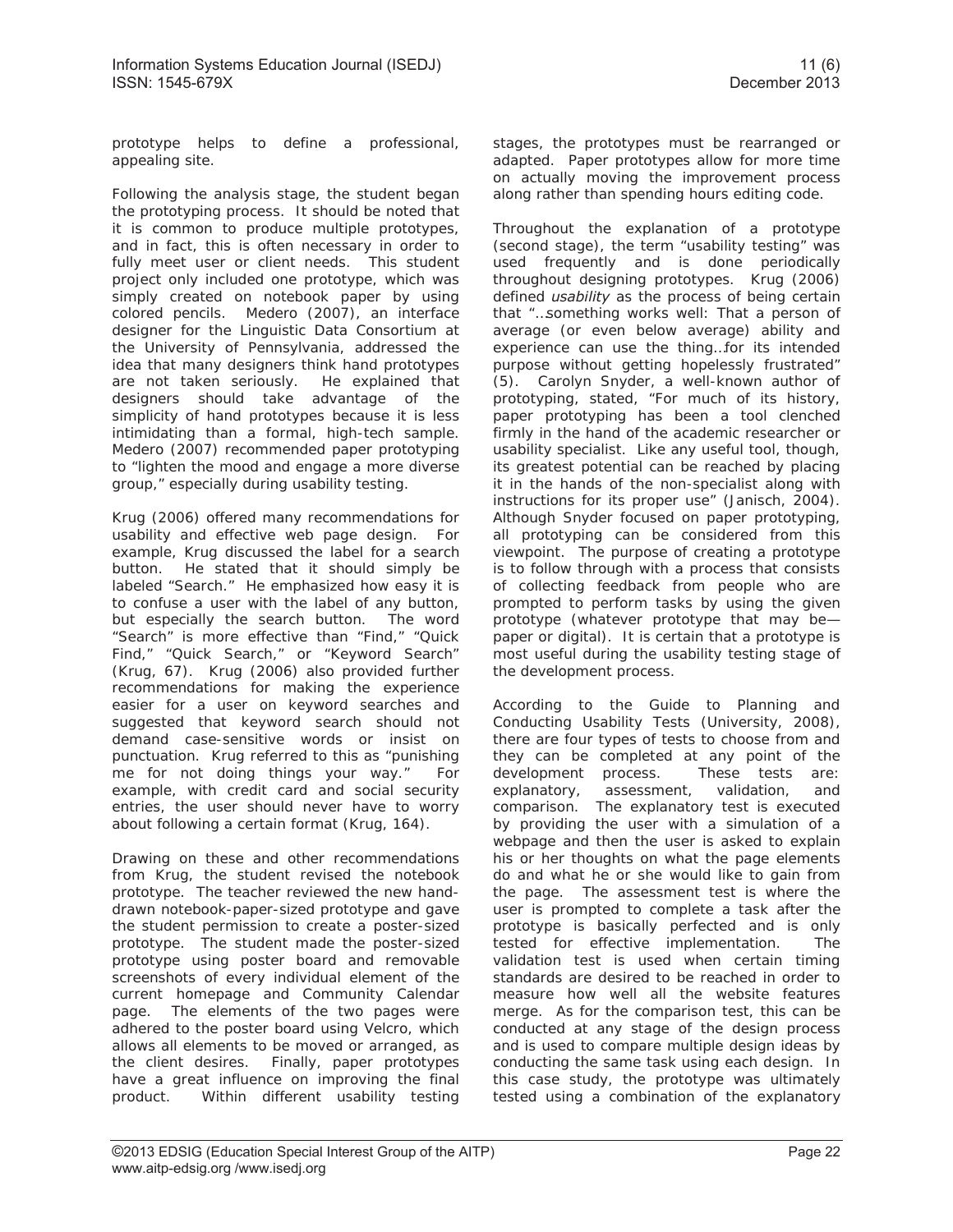prototype helps to define a professional, appealing site.

Following the analysis stage, the student began the prototyping process. It should be noted that it is common to produce multiple prototypes, and in fact, this is often necessary in order to fully meet user or client needs. This student project only included one prototype, which was simply created on notebook paper by using colored pencils. Medero (2007), an interface designer for the Linguistic Data Consortium at the University of Pennsylvania, addressed the idea that many designers think hand prototypes are not taken seriously. He explained that designers should take advantage of the simplicity of hand prototypes because it is less intimidating than a formal, high-tech sample. Medero (2007) recommended paper prototyping to "lighten the mood and engage a more diverse group," especially during usability testing.

Krug (2006) offered many recommendations for usability and effective web page design. For example, Krug discussed the label for a search button. He stated that it should simply be labeled "Search." He emphasized how easy it is to confuse a user with the label of any button, but especially the search button. The word "Search" is more effective than "Find," "Quick Find," "Quick Search," or "Keyword Search" (Krug, 67). Krug (2006) also provided further recommendations for making the experience easier for a user on keyword searches and suggested that keyword search should not demand case-sensitive words or insist on punctuation. Krug referred to this as "punishing me for not doing things your way." For example, with credit card and social security entries, the user should never have to worry about following a certain format (Krug, 164).

Drawing on these and other recommendations from Krug, the student revised the notebook prototype. The teacher reviewed the new hand-drawn notebook-paper-sized prototype and gave the student permission to create a poster-sized prototype. The student made the poster-sized prototype using poster board and removable screenshots of every individual element of the current homepage and Community Calendar page. The elements of the two pages were adhered to the poster board using Velcro, which allows all elements to be moved or arranged, as the client desires. Finally, paper prototypes have a great influence on improving the final product. Within different usability testing stages, the prototypes must be rearranged or adapted. Paper prototypes allow for more time on actually moving the improvement process along rather than spending hours editing code.

Throughout the explanation of a prototype (second stage), the term "usability testing" was used frequently and is done periodically throughout designing prototypes. Krug (2006) defined *usability* as the process of being certain that "…something works well: That a person of average (or even below average) ability and experience can use the thing…for its intended purpose without getting hopelessly frustrated" (5). Carolyn Snyder, a well-known author of prototyping, stated, "For much of its history, paper prototyping has been a tool clenched firmly in the hand of the academic researcher or usability specialist. Like any useful tool, though, its greatest potential can be reached by placing it in the hands of the non-specialist along with instructions for its proper use" (Janisch, 2004). Although Snyder focused on paper prototyping, all prototyping can be considered from this viewpoint. The purpose of creating a prototype is to follow through with a process that consists of collecting feedback from people who are prompted to perform tasks by using the given prototype (whatever prototype that may be—paper or digital). It is certain that a prototype is most useful during the usability testing stage of the development process.

According to the Guide to Planning and Conducting Usability Tests (University, 2008), there are four types of tests to choose from and they can be completed at any point of the development process. These tests are: explanatory, assessment, validation, and comparison. The explanatory test is executed by providing the user with a simulation of a webpage and then the user is asked to explain his or her thoughts on what the page elements do and what he or she would like to gain from the page. The assessment test is where the user is prompted to complete a task after the prototype is basically perfected and is only tested for effective implementation. The validation test is used when certain timing standards are desired to be reached in order to measure how well all the website features merge. As for the comparison test, this can be conducted at any stage of the design process and is used to compare multiple design ideas by conducting the same task using each design. In this case study, the prototype was ultimately tested using a combination of the explanatory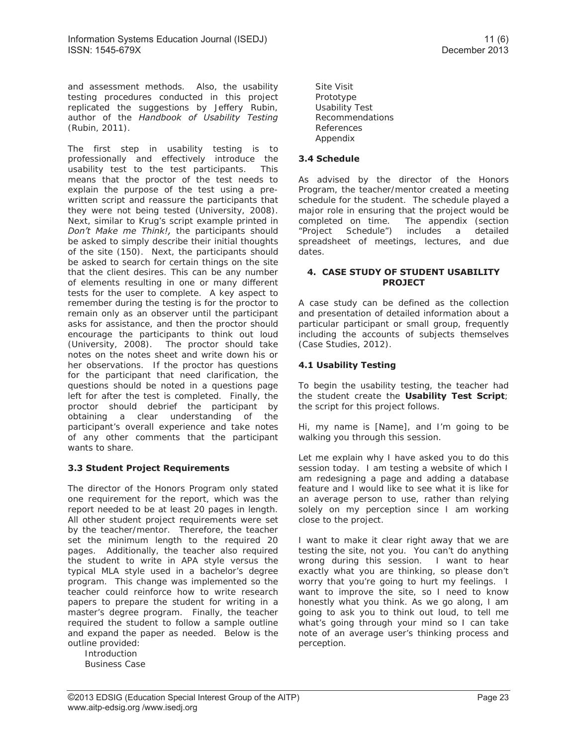and assessment methods. Also, the usability testing procedures conducted in this project replicated the suggestions by Jeffery Rubin, author of the *Handbook of Usability Testing* (Rubin, 2011).

The first step in usability testing is to professionally and effectively introduce the usability test to the test participants. This means that the proctor of the test needs to explain the purpose of the test using a pre-written script and reassure the participants that they were not being tested (University, 2008). Next, similar to Krug's script example printed in *Don't Make me Think!,* the participants should be asked to simply describe their initial thoughts of the site (150). Next, the participants should be asked to search for certain things on the site that the client desires. This can be any number of elements resulting in one or many different tests for the user to complete. A key aspect to remember during the testing is for the proctor to remain only as an observer until the participant asks for assistance, and then the proctor should encourage the participants to think out loud (University, 2008). The proctor should take notes on the notes sheet and write down his or her observations. If the proctor has questions for the participant that need clarification, the questions should be noted in a questions page left for after the test is completed. Finally, the proctor should debrief the participant by obtaining a clear understanding of the participant's overall experience and take notes of any other comments that the participant wants to share.

### 3.3 Student Project Requirements

The director of the Honors Program only stated one requirement for the report, which was the report needed to be at least 20 pages in length. All other student project requirements were set by the teacher/mentor. Therefore, the teacher set the minimum length to the required 20 pages. Additionally, the teacher also required the student to write in APA style versus the typical MLA style used in a bachelor's degree program. This change was implemented so the teacher could reinforce how to write research papers to prepare the student for writing in a master's degree program. Finally, the teacher required the student to follow a sample outline and expand the paper as needed. Below is the outline provided:

- Introduction
- Business Case
- Site Visit
- Prototype
- Usability Test
- Recommendations
- References
- Appendix

### 3.4 Schedule

As advised by the director of the Honors Program, the teacher/mentor created a meeting schedule for the student. The schedule played a major role in ensuring that the project would be completed on time. The appendix (section "Project Schedule") includes a detailed spreadsheet of meetings, lectures, and due dates.

## 4. CASE STUDY OF STUDENT USABILITY PROJECT

A case study can be defined as the collection and presentation of detailed information about a particular participant or small group, frequently including the accounts of subjects themselves (Case Studies, 2012).

### 4.1 Usability Testing

To begin the usability testing, the teacher had the student create the **Usability Test Script**; the script for this project follows.

Hi, my name is [Name], and I'm going to be walking you through this session.

Let me explain why I have asked you to do this session today. I am testing a website of which I am redesigning a page and adding a database feature and I would like to see what it is like for an average person to use, rather than relying solely on my perception since I am working close to the project.

I want to make it clear right away that we are testing the site, not you. You can't do anything wrong during this session. I want to hear exactly what you are thinking, so please don't worry that you're going to hurt my feelings. I want to improve the site, so I need to know honestly what you think. As we go along, I am going to ask you to think out loud, to tell me what's going through your mind so I can take note of an average user's thinking process and perception.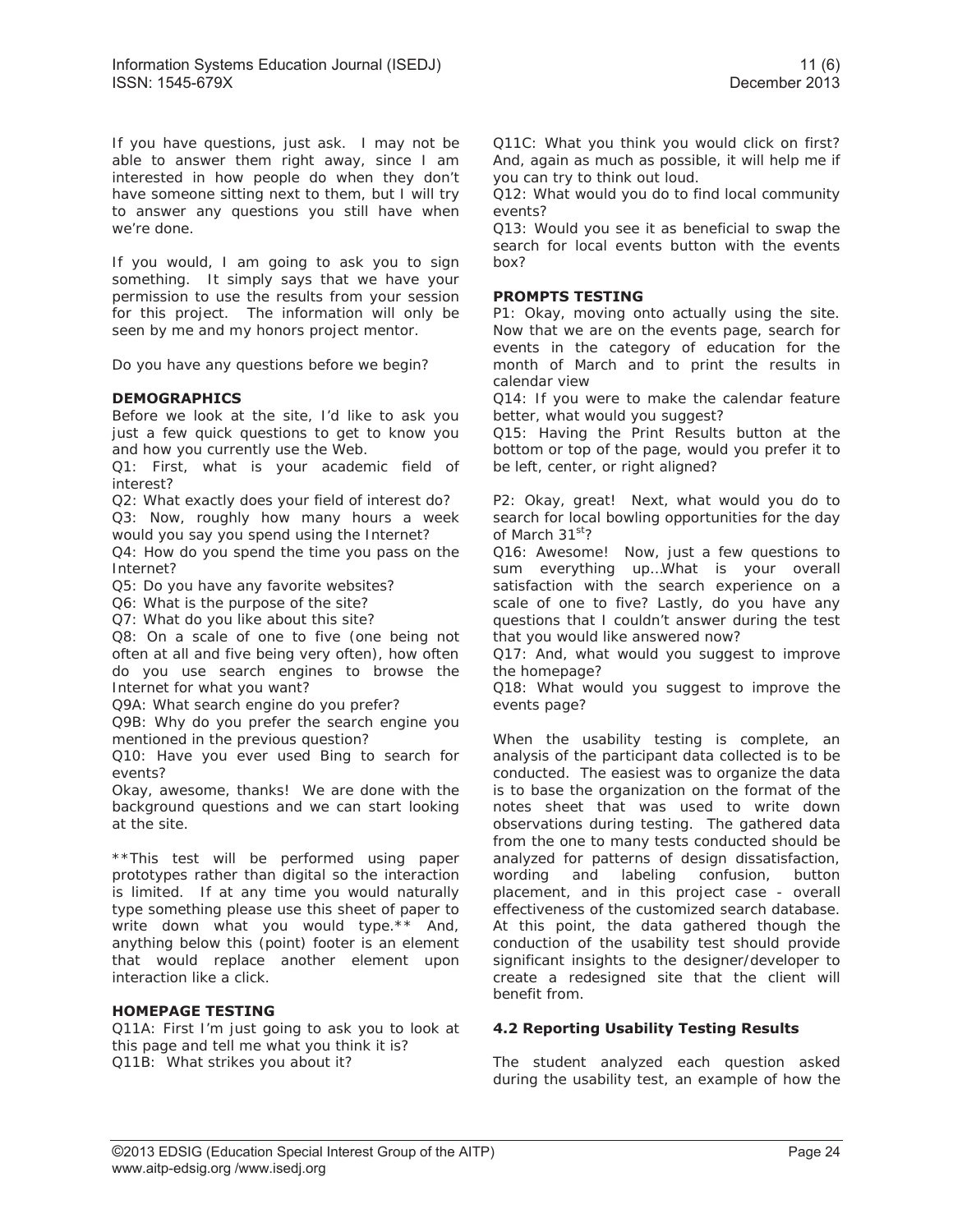If you have questions, just ask. I may not be able to answer them right away, since I am interested in how people do when they don't have someone sitting next to them, but I will try to answer any questions you still have when we're done.

If you would, I am going to ask you to sign something. It simply says that we have your permission to use the results from your session for this project. The information will only be seen by me and my honors project mentor.

Do you have any questions before we begin?

**DEMOGRAPHICS**

Before we look at the site, I'd like to ask you just a few quick questions to get to know you and how you currently use the Web.

Q1: First, what is your academic field of interest?

Q2: What exactly does your field of interest do?

Q3: Now, roughly how many hours a week would you say you spend using the Internet?

Q4: How do you spend the time you pass on the Internet?

Q5: Do you have any favorite websites?

Q6: What is the purpose of the site?

Q7: What do you like about this site?

Q8: On a scale of one to five (one being not often at all and five being very often), how often do you use search engines to browse the Internet for what you want?

Q9A: What search engine do you prefer?

Q9B: Why do you prefer the search engine you mentioned in the previous question?

Q10: Have you ever used Bing to search for events?

Okay, awesome, thanks! We are done with the background questions and we can start looking at the site.

**This test will be performed using paper prototypes rather than digital so the interaction is limited. If at any time you would naturally type something please use this sheet of paper to write down what you would type.** And, anything below this (point) footer is an element that would replace another element upon interaction like a click.

**HOMEPAGE TESTING**

Q11A: First I'm just going to ask you to look at this page and tell me what you think it is?

Q11B: What strikes you about it?

Q11C: What you think you would click on first? And, again as much as possible, it will help me if you can try to think out loud.

Q12: What would you do to find local community events?

Q13: Would you see it as beneficial to swap the search for local events button with the events box?

**PROMPTS TESTING**

P1: Okay, moving onto actually using the site. Now that we are on the events page, search for events in the category of education for the month of March and to print the results in calendar view

Q14: If you were to make the calendar feature better, what would you suggest?

Q15: Having the Print Results button at the bottom or top of the page, would you prefer it to be left, center, or right aligned?

P2: Okay, great! Next, what would you do to search for local bowling opportunities for the day of March 31st?

Q16: Awesome! Now, just a few questions to sum everything up…What is your overall satisfaction with the search experience on a scale of one to five? Lastly, do you have any questions that I couldn't answer during the test that you would like answered now?

Q17: And, what would you suggest to improve the homepage?

Q18: What would you suggest to improve the events page?

When the usability testing is complete, an analysis of the participant data collected is to be conducted. The easiest was to organize the data is to base the organization on the format of the notes sheet that was used to write down observations during testing. The gathered data from the one to many tests conducted should be analyzed for patterns of design dissatisfaction, wording and labeling confusion, button placement, and in this project case - overall effectiveness of the customized search database. At this point, the data gathered though the conduction of the usability test should provide significant insights to the designer/developer to create a redesigned site that the client will benefit from.

### 4.2 Reporting Usability Testing Results

The student analyzed each question asked during the usability test, an example of how the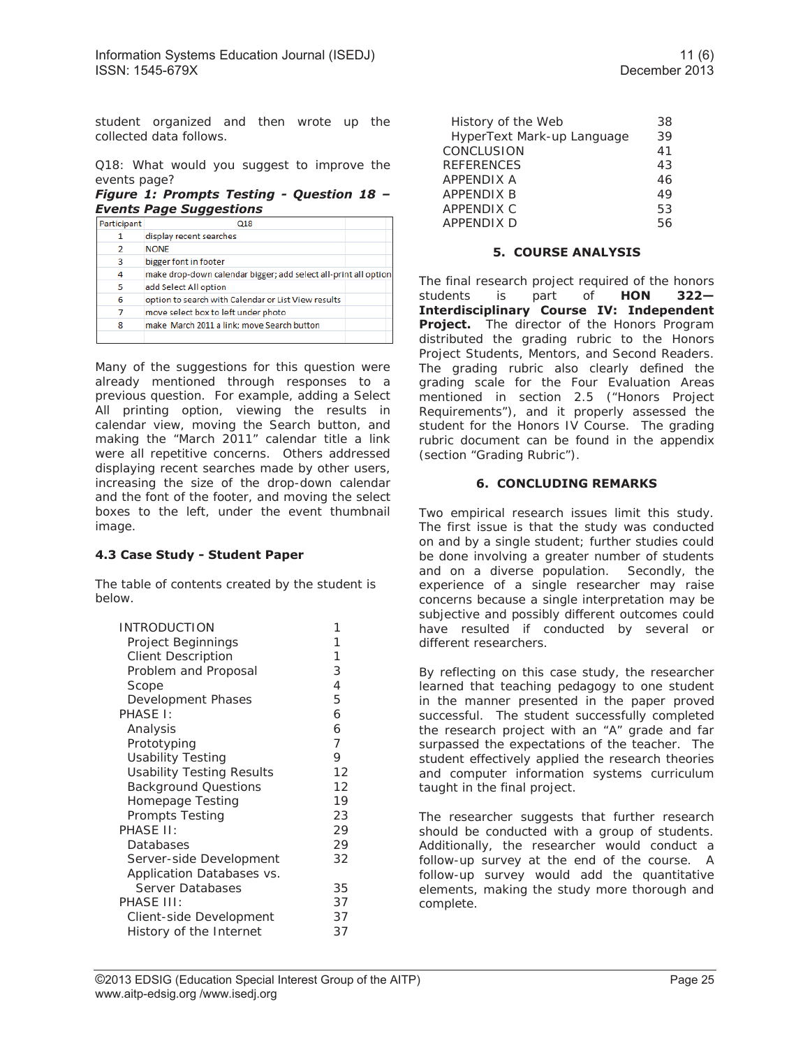student organized and then wrote up the collected data follows.

Q18: What would you suggest to improve the events page?

***Figure 1: Prompts Testing - Question 18 – Events Page Suggestions***

| Participant | Q18 |
|---|---|
| 1 | display recent searches |
| 2 | NONE |
| 3 | bigger font in footer |
| 4 | make drop-down calendar bigger; add select all-print all option |
| 5 | add Select All option |
| 6 | option to search with Calendar or List View results |
| 7 | move select box to left under photo |
| 8 | make March 2011 a link; move Search button |

Many of the suggestions for this question were already mentioned through responses to a previous question. For example, adding a Select All printing option, viewing the results in calendar view, moving the Search button, and making the “March 2011” calendar title a link were all repetitive concerns. Others addressed displaying recent searches made by other users, increasing the size of the drop-down calendar and the font of the footer, and moving the select boxes to the left, under the event thumbnail image.

### 4.3 Case Study - Student Paper

The table of contents created by the student is below.

| | |
|---|---|
| INTRODUCTION | 1 |
| Project Beginnings | 1 |
| Client Description | 1 |
| Problem and Proposal | 3 |
| Scope | 4 |
| Development Phases | 5 |
| PHASE I: | 6 |
| Analysis | 6 |
| Prototyping | 7 |
| Usability Testing | 9 |
| Usability Testing Results | 12 |
| Background Questions | 12 |
| Homepage Testing | 19 |
| Prompts Testing | 23 |
| PHASE II: | 29 |
| Databases | 29 |
| Server-side Development | 32 |
| Application Databases vs. Server Databases | 35 |
| PHASE III: | 37 |
| Client-side Development | 37 |
| History of the Internet | 37 |
| History of the Web | 38 |
| HyperText Mark-up Language | 39 |
| CONCLUSION | 41 |
| REFERENCES | 43 |
| APPENDIX A | 46 |
| APPENDIX B | 49 |
| APPENDIX C | 53 |
| APPENDIX D | 56 |

## 5. COURSE ANALYSIS

The final research project required of the honors students is part of **HON 322—Interdisciplinary Course IV: Independent Project.** The director of the Honors Program distributed the grading rubric to the Honors Project Students, Mentors, and Second Readers. The grading rubric also clearly defined the grading scale for the Four Evaluation Areas mentioned in section 2.5 (“Honors Project Requirements”), and it properly assessed the student for the Honors IV Course. The grading rubric document can be found in the appendix (section “Grading Rubric”).

## 6. CONCLUDING REMARKS

Two empirical research issues limit this study. The first issue is that the study was conducted on and by a single student; further studies could be done involving a greater number of students and on a diverse population. Secondly, the experience of a single researcher may raise concerns because a single interpretation may be subjective and possibly different outcomes could have resulted if conducted by several or different researchers.

By reflecting on this case study, the researcher learned that teaching pedagogy to one student in the manner presented in the paper proved successful. The student successfully completed the research project with an “A” grade and far surpassed the expectations of the teacher. The student effectively applied the research theories and computer information systems curriculum taught in the final project.

The researcher suggests that further research should be conducted with a group of students. Additionally, the researcher would conduct a follow-up survey at the end of the course. A follow-up survey would add the quantitative elements, making the study more thorough and complete.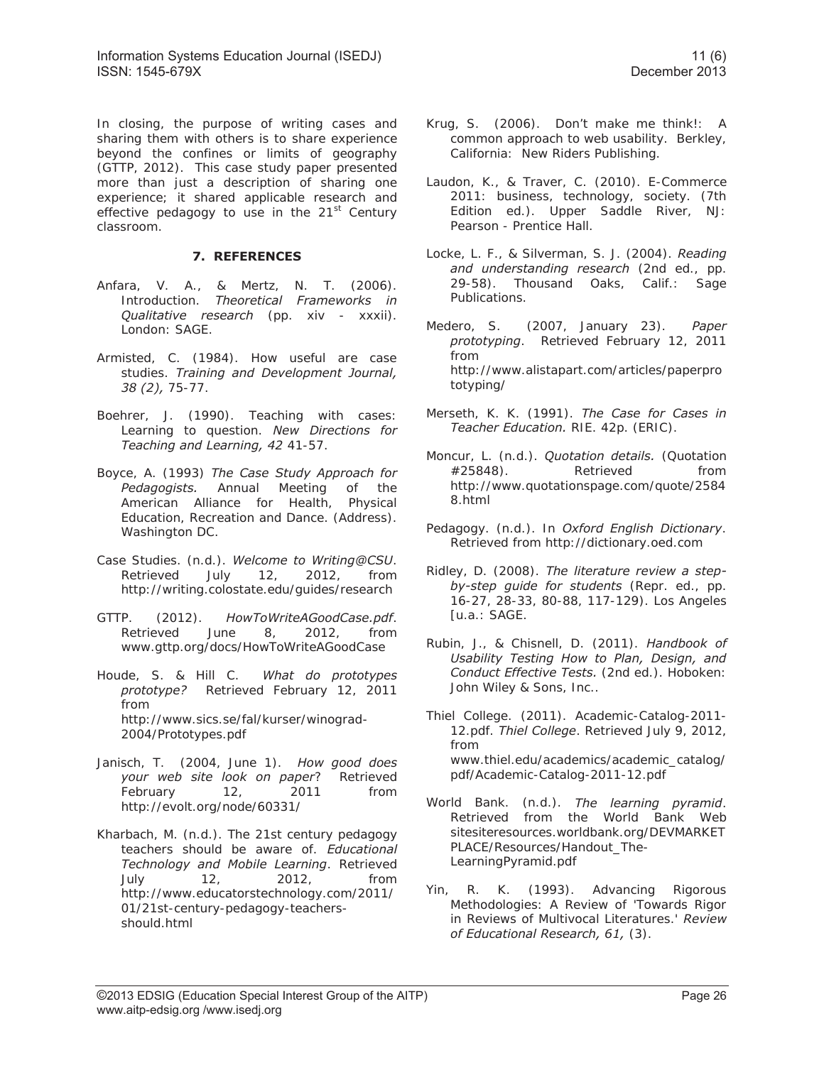In closing, the purpose of writing cases and sharing them with others is to share experience beyond the confines or limits of geography (GTTP, 2012). This case study paper presented more than just a description of sharing one experience; it shared applicable research and effective pedagogy to use in the 21st Century classroom.

## 7. REFERENCES

Anfara, V. A., & Mertz, N. T. (2006). Introduction. *Theoretical Frameworks in Qualitative research* (pp. xiv - xxxii). London: SAGE.

Armisted, C. (1984). How useful are case studies. *Training and Development Journal, 38 (2),* 75-77.

Boehrer, J. (1990). Teaching with cases: Learning to question. *New Directions for Teaching and Learning, 42* 41-57.

Boyce, A. (1993) *The Case Study Approach for Pedagogists.* Annual Meeting of the American Alliance for Health, Physical Education, Recreation and Dance. (Address). Washington DC.

Case Studies. (n.d.). *Welcome to Writing@CSU*. Retrieved July 12, 2012, from http://writing.colostate.edu/guides/research

GTTP. (2012). *HowToWriteAGoodCase.pdf*. Retrieved June 8, 2012, from www.gttp.org/docs/HowToWriteAGoodCase

Houde, S. & Hill C. *What do prototypes prototype?* Retrieved February 12, 2011 from http://www.sics.se/fal/kurser/winograd-2004/Prototypes.pdf

Janisch, T. (2004, June 1). *How good does your web site look on paper*? Retrieved February 12, 2011 from http://evolt.org/node/60331/

Kharbach, M. (n.d.). The 21st century pedagogy teachers should be aware of. *Educational Technology and Mobile Learning*. Retrieved July 12, 2012, from http://www.educatorstechnology.com/2011/01/21st-century-pedagogy-teachers-should.html

Krug, S. (2006). Don't make me think!: A common approach to web usability. Berkley, California: New Riders Publishing.

Laudon, K., & Traver, C. (2010). E-Commerce 2011: business, technology, society. (7th Edition ed.). Upper Saddle River, NJ: Pearson - Prentice Hall.

Locke, L. F., & Silverman, S. J. (2004). *Reading and understanding research* (2nd ed., pp. 29-58). Thousand Oaks, Calif.: Sage Publications.

Medero, S. (2007, January 23). *Paper prototyping*. Retrieved February 12, 2011 from http://www.alistapart.com/articles/paperprototyping/

Merseth, K. K. (1991). *The Case for Cases in Teacher Education.* RIE. 42p. (ERIC).

Moncur, L. (n.d.). *Quotation details.* (Quotation #25848). Retrieved from http://www.quotationspage.com/quote/25848.html

Pedagogy. (n.d.). In *Oxford English Dictionary*. Retrieved from http://dictionary.oed.com

Ridley, D. (2008). *The literature review a step-by-step guide for students* (Repr. ed., pp. 16-27, 28-33, 80-88, 117-129). Los Angeles [u.a.: SAGE.

Rubin, J., & Chisnell, D. (2011). *Handbook of Usability Testing How to Plan, Design, and Conduct Effective Tests.* (2nd ed.). Hoboken: John Wiley & Sons, Inc..

Thiel College. (2011). Academic-Catalog-2011-12.pdf. *Thiel College*. Retrieved July 9, 2012, from www.thiel.edu/academics/academic_catalog/pdf/Academic-Catalog-2011-12.pdf

World Bank. (n.d.). *The learning pyramid*. Retrieved from the World Bank Web sitesiteresources.worldbank.org/DEVMARKETPLACE/Resources/Handout_The-LearningPyramid.pdf

Yin, R. K. (1993). Advancing Rigorous Methodologies: A Review of 'Towards Rigor in Reviews of Multivocal Literatures.' *Review of Educational Research, 61,* (3).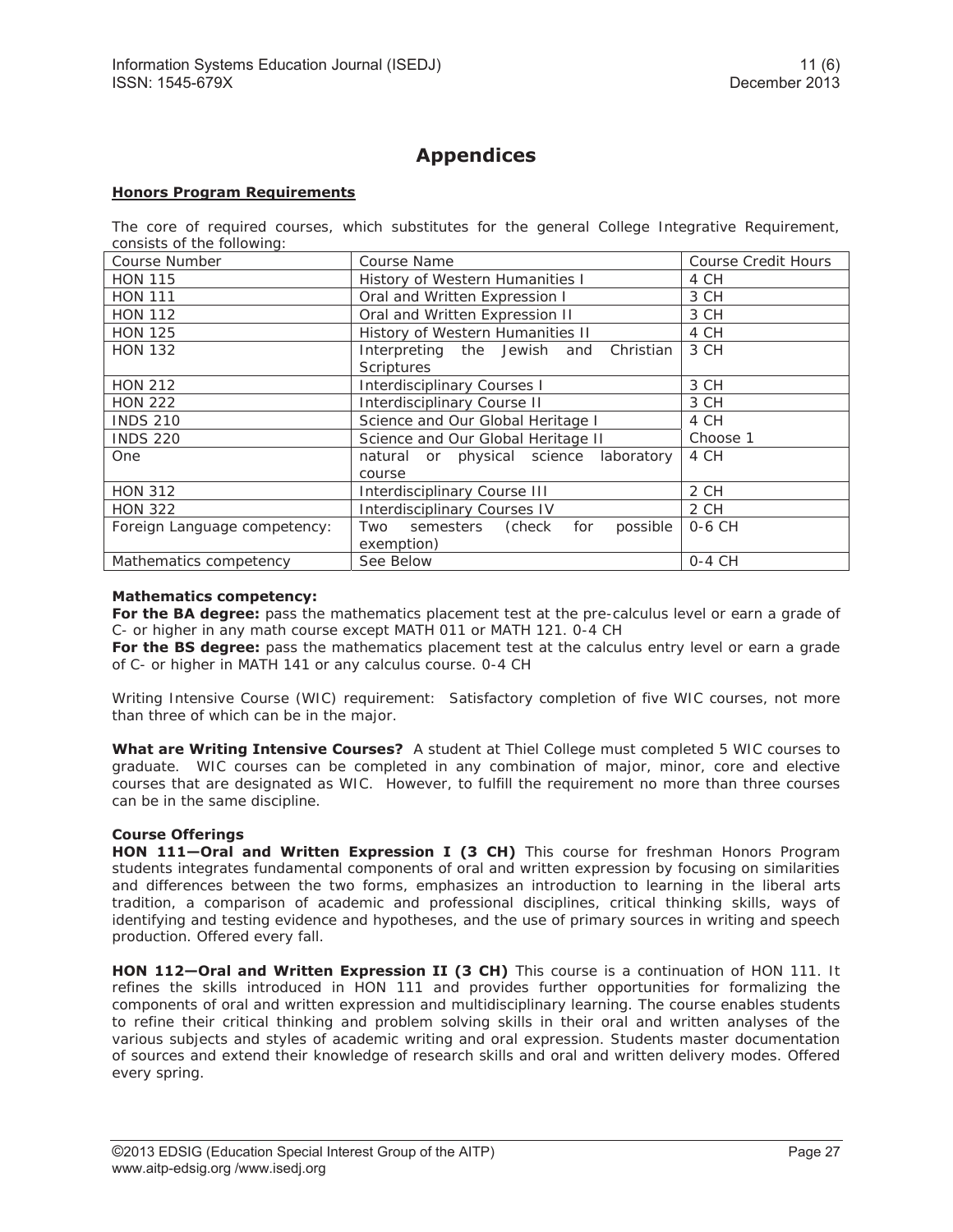# Appendices

## Honors Program Requirements

The core of required courses, which substitutes for the general College Integrative Requirement, consists of the following:

| Course Number | Course Name | Course Credit Hours |
|---|---|---|
| HON 115 | History of Western Humanities I | 4 CH |
| HON 111 | Oral and Written Expression I | 3 CH |
| HON 112 | Oral and Written Expression II | 3 CH |
| HON 125 | History of Western Humanities II | 4 CH |
| HON 132 | Interpreting the Jewish and Christian Scriptures | 3 CH |
| HON 212 | Interdisciplinary Courses I | 3 CH |
| HON 222 | Interdisciplinary Course II | 3 CH |
| INDS 210 | Science and Our Global Heritage I | 4 CH |
| INDS 220 | Science and Our Global Heritage II | Choose 1 |
| One | natural or physical science laboratory course | 4 CH |
| HON 312 | Interdisciplinary Course III | 2 CH |
| HON 322 | Interdisciplinary Courses IV | 2 CH |
| Foreign Language competency: | Two semesters (check for possible exemption) | 0-6 CH |
| Mathematics competency | See Below | 0-4 CH |

**Mathematics competency:**
**For the BA degree:** pass the mathematics placement test at the pre-calculus level or earn a grade of C- or higher in any math course except MATH 011 or MATH 121. 0-4 CH
**For the BS degree:** pass the mathematics placement test at the calculus entry level or earn a grade of C- or higher in MATH 141 or any calculus course. 0-4 CH

Writing Intensive Course (WIC) requirement: Satisfactory completion of five WIC courses, not more than three of which can be in the major.

**What are Writing Intensive Courses?** A student at Thiel College must completed 5 WIC courses to graduate. WIC courses can be completed in any combination of major, minor, core and elective courses that are designated as WIC. However, to fulfill the requirement no more than three courses can be in the same discipline.

**Course Offerings**
**HON 111—Oral and Written Expression I (3 CH)** This course for freshman Honors Program students integrates fundamental components of oral and written expression by focusing on similarities and differences between the two forms, emphasizes an introduction to learning in the liberal arts tradition, a comparison of academic and professional disciplines, critical thinking skills, ways of identifying and testing evidence and hypotheses, and the use of primary sources in writing and speech production. Offered every fall.

**HON 112—Oral and Written Expression II (3 CH)** This course is a continuation of HON 111. It refines the skills introduced in HON 111 and provides further opportunities for formalizing the components of oral and written expression and multidisciplinary learning. The course enables students to refine their critical thinking and problem solving skills in their oral and written analyses of the various subjects and styles of academic writing and oral expression. Students master documentation of sources and extend their knowledge of research skills and oral and written delivery modes. Offered every spring.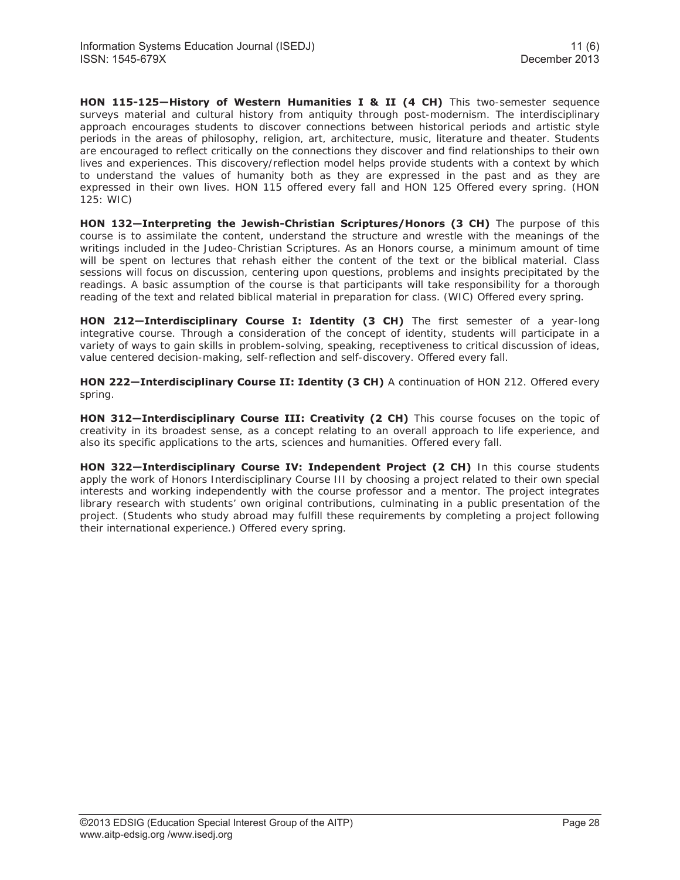**HON 115-125—History of Western Humanities I & II (4 CH)** This two-semester sequence surveys material and cultural history from antiquity through post-modernism. The interdisciplinary approach encourages students to discover connections between historical periods and artistic style periods in the areas of philosophy, religion, art, architecture, music, literature and theater. Students are encouraged to reflect critically on the connections they discover and find relationships to their own lives and experiences. This discovery/reflection model helps provide students with a context by which to understand the values of humanity both as they are expressed in the past and as they are expressed in their own lives. HON 115 offered every fall and HON 125 Offered every spring. (HON 125: WIC)

**HON 132—Interpreting the Jewish-Christian Scriptures/Honors (3 CH)** The purpose of this course is to assimilate the content, understand the structure and wrestle with the meanings of the writings included in the Judeo-Christian Scriptures. As an Honors course, a minimum amount of time will be spent on lectures that rehash either the content of the text or the biblical material. Class sessions will focus on discussion, centering upon questions, problems and insights precipitated by the readings. A basic assumption of the course is that participants will take responsibility for a thorough reading of the text and related biblical material in preparation for class. (WIC) Offered every spring.

**HON 212—Interdisciplinary Course I: Identity (3 CH)** The first semester of a year-long integrative course. Through a consideration of the concept of identity, students will participate in a variety of ways to gain skills in problem-solving, speaking, receptiveness to critical discussion of ideas, value centered decision-making, self-reflection and self-discovery. Offered every fall.

**HON 222—Interdisciplinary Course II: Identity (3 CH)** A continuation of HON 212. Offered every spring.

**HON 312—Interdisciplinary Course III: Creativity (2 CH)** This course focuses on the topic of creativity in its broadest sense, as a concept relating to an overall approach to life experience, and also its specific applications to the arts, sciences and humanities. Offered every fall.

**HON 322—Interdisciplinary Course IV: Independent Project (2 CH)** In this course students apply the work of Honors Interdisciplinary Course III by choosing a project related to their own special interests and working independently with the course professor and a mentor. The project integrates library research with students' own original contributions, culminating in a public presentation of the project. (Students who study abroad may fulfill these requirements by completing a project following their international experience.) Offered every spring.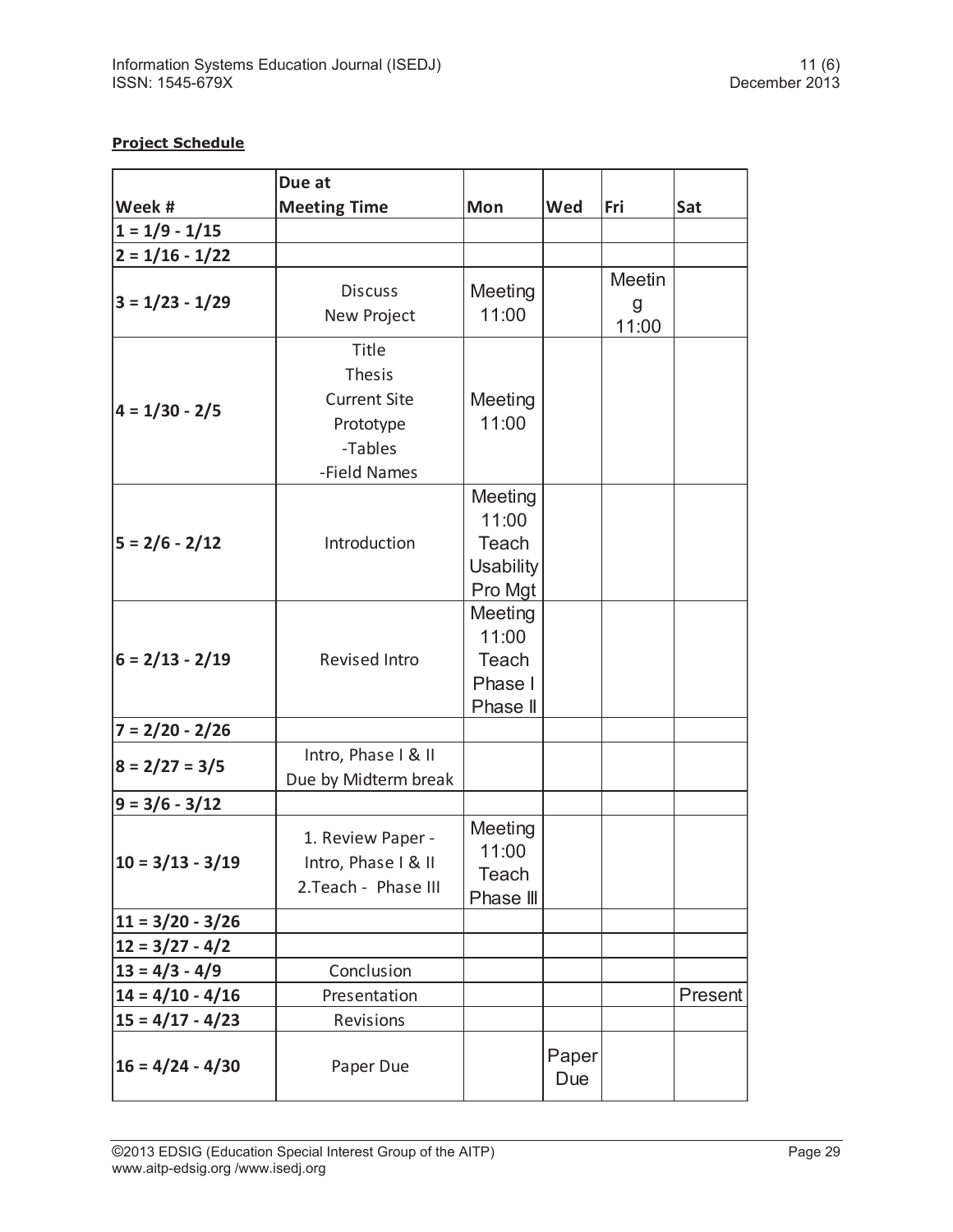**Project Schedule**

| Week # | Due at Meeting Time | Mon | Wed | Fri | Sat |
|---|---|---|---|---|---|
| 1 = 1/9 - 1/15 | | | | | |
| 2 = 1/16 - 1/22 | | | | | |
| 3 = 1/23 - 1/29 | Discuss New Project | Meeting 11:00 | | Meeting 11:00 | |
| 4 = 1/30 - 2/5 | Title Thesis Current Site Prototype -Tables -Field Names | Meeting 11:00 | | | |
| 5 = 2/6 - 2/12 | Introduction | Meeting 11:00 Teach Usability Pro Mgt | | | |
| 6 = 2/13 - 2/19 | Revised Intro | Meeting 11:00 Teach Phase I Phase II | | | |
| 7 = 2/20 - 2/26 | | | | | |
| 8 = 2/27 = 3/5 | Intro, Phase I & II Due by Midterm break | | | | |
| 9 = 3/6 - 3/12 | | | | | |
| 10 = 3/13 - 3/19 | 1. Review Paper - Intro, Phase I & II 2.Teach - Phase III | Meeting 11:00 Teach Phase III | | | |
| 11 = 3/20 - 3/26 | | | | | |
| 12 = 3/27 - 4/2 | | | | | |
| 13 = 4/3 - 4/9 | Conclusion | | | | |
| 14 = 4/10 - 4/16 | Presentation | | | | Present |
| 15 = 4/17 - 4/23 | Revisions | | | | |
| 16 = 4/24 - 4/30 | Paper Due | | Paper Due | | |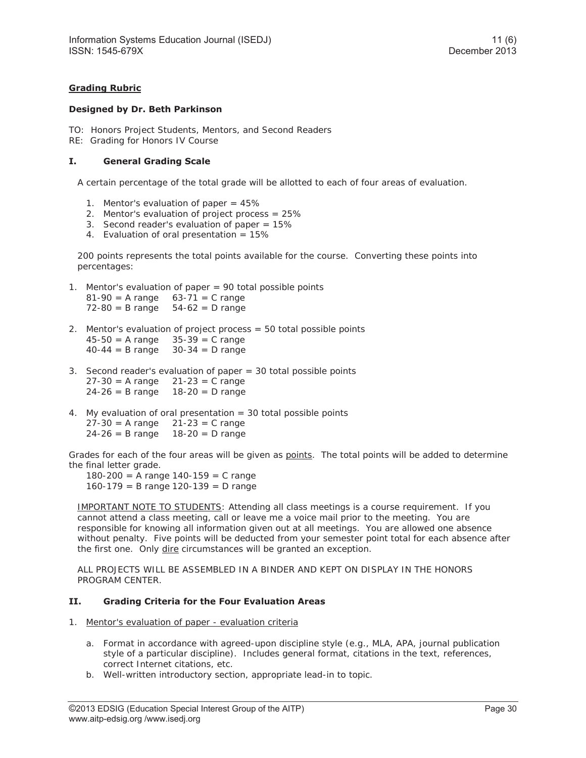**Grading Rubric**

**Designed by Dr. Beth Parkinson**

TO: Honors Project Students, Mentors, and Second Readers
RE: Grading for Honors IV Course

**I. General Grading Scale**

A certain percentage of the total grade will be allotted to each of four areas of evaluation.

1. Mentor's evaluation of paper = 45%
2. Mentor's evaluation of project process = 25%
3. Second reader's evaluation of paper = 15%
4. Evaluation of oral presentation = 15%

200 points represents the total points available for the course. Converting these points into percentages:

1. Mentor's evaluation of paper = 90 total possible points
   81-90 = A range 63-71 = C range
   72-80 = B range 54-62 = D range

2. Mentor's evaluation of project process = 50 total possible points
   45-50 = A range 35-39 = C range
   40-44 = B range 30-34 = D range

3. Second reader's evaluation of paper = 30 total possible points
   27-30 = A range 21-23 = C range
   24-26 = B range 18-20 = D range

4. My evaluation of oral presentation = 30 total possible points
   27-30 = A range 21-23 = C range
   24-26 = B range 18-20 = D range

Grades for each of the four areas will be given as <u>points</u>. The total points will be added to determine the final letter grade.

180-200 = A range 140-159 = C range
160-179 = B range 120-139 = D range

<u>IMPORTANT NOTE TO STUDENTS</u>: Attending all class meetings is a course requirement. If you cannot attend a class meeting, call or leave me a voice mail prior to the meeting. You are responsible for knowing all information given out at all meetings. You are allowed one absence without penalty. Five points will be deducted from your semester point total for each absence after the first one. Only <u>dire</u> circumstances will be granted an exception.

ALL PROJECTS WILL BE ASSEMBLED IN A BINDER AND KEPT ON DISPLAY IN THE HONORS PROGRAM CENTER.

**II. Grading Criteria for the Four Evaluation Areas**

1. <u>Mentor's evaluation of paper - evaluation criteria</u>

   a. Format in accordance with agreed-upon discipline style (e.g., MLA, APA, journal publication style of a particular discipline). Includes general format, citations in the text, references, correct Internet citations, etc.
   b. Well-written introductory section, appropriate lead-in to topic.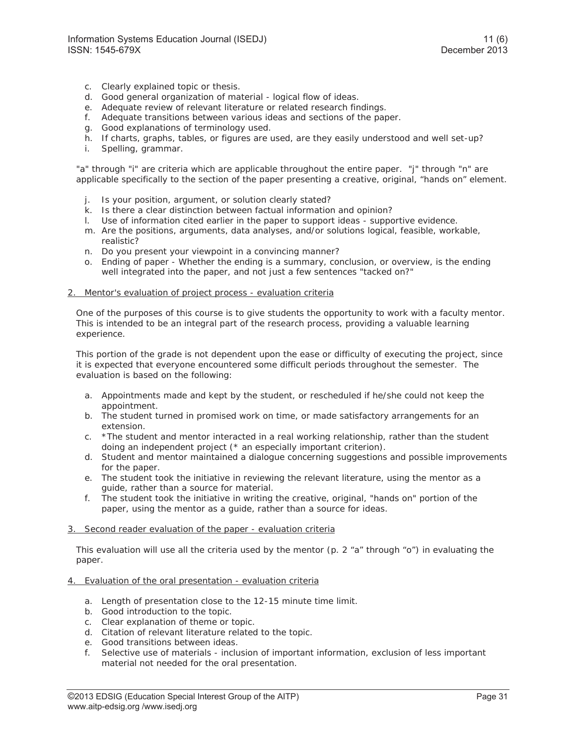c. Clearly explained topic or thesis.
d. Good general organization of material - logical flow of ideas.
e. Adequate review of relevant literature or related research findings.
f. Adequate transitions between various ideas and sections of the paper.
g. Good explanations of terminology used.
h. If charts, graphs, tables, or figures are used, are they easily understood and well set-up?
i. Spelling, grammar.

"a" through "i" are criteria which are applicable throughout the entire paper. "j" through "n" are applicable specifically to the section of the paper presenting a creative, original, "hands on" element.

j. Is your position, argument, or solution clearly stated?
k. Is there a clear distinction between factual information and opinion?
l. Use of information cited earlier in the paper to support ideas - supportive evidence.
m. Are the positions, arguments, data analyses, and/or solutions logical, feasible, workable, realistic?
n. Do you present your viewpoint in a convincing manner?
o. Ending of paper - Whether the ending is a summary, conclusion, or overview, is the ending well integrated into the paper, and not just a few sentences "tacked on?"

2. Mentor's evaluation of project process - evaluation criteria

One of the purposes of this course is to give students the opportunity to work with a faculty mentor. This is intended to be an integral part of the research process, providing a valuable learning experience.

This portion of the grade is not dependent upon the ease or difficulty of executing the project, since it is expected that everyone encountered some difficult periods throughout the semester. The evaluation is based on the following:

a. Appointments made and kept by the student, or rescheduled if he/she could not keep the appointment.
b. The student turned in promised work on time, or made satisfactory arrangements for an extension.
c. *The student and mentor interacted in a real working relationship, rather than the student doing an independent project (* an especially important criterion).
d. Student and mentor maintained a dialogue concerning suggestions and possible improvements for the paper.
e. The student took the initiative in reviewing the relevant literature, using the mentor as a guide, rather than a source for material.
f. The student took the initiative in writing the creative, original, "hands on" portion of the paper, using the mentor as a guide, rather than a source for ideas.

3. Second reader evaluation of the paper - evaluation criteria

This evaluation will use all the criteria used by the mentor (p. 2 "a" through "o") in evaluating the paper.

4. Evaluation of the oral presentation - evaluation criteria

a. Length of presentation close to the 12-15 minute time limit.
b. Good introduction to the topic.
c. Clear explanation of theme or topic.
d. Citation of relevant literature related to the topic.
e. Good transitions between ideas.
f. Selective use of materials - inclusion of important information, exclusion of less important material not needed for the oral presentation.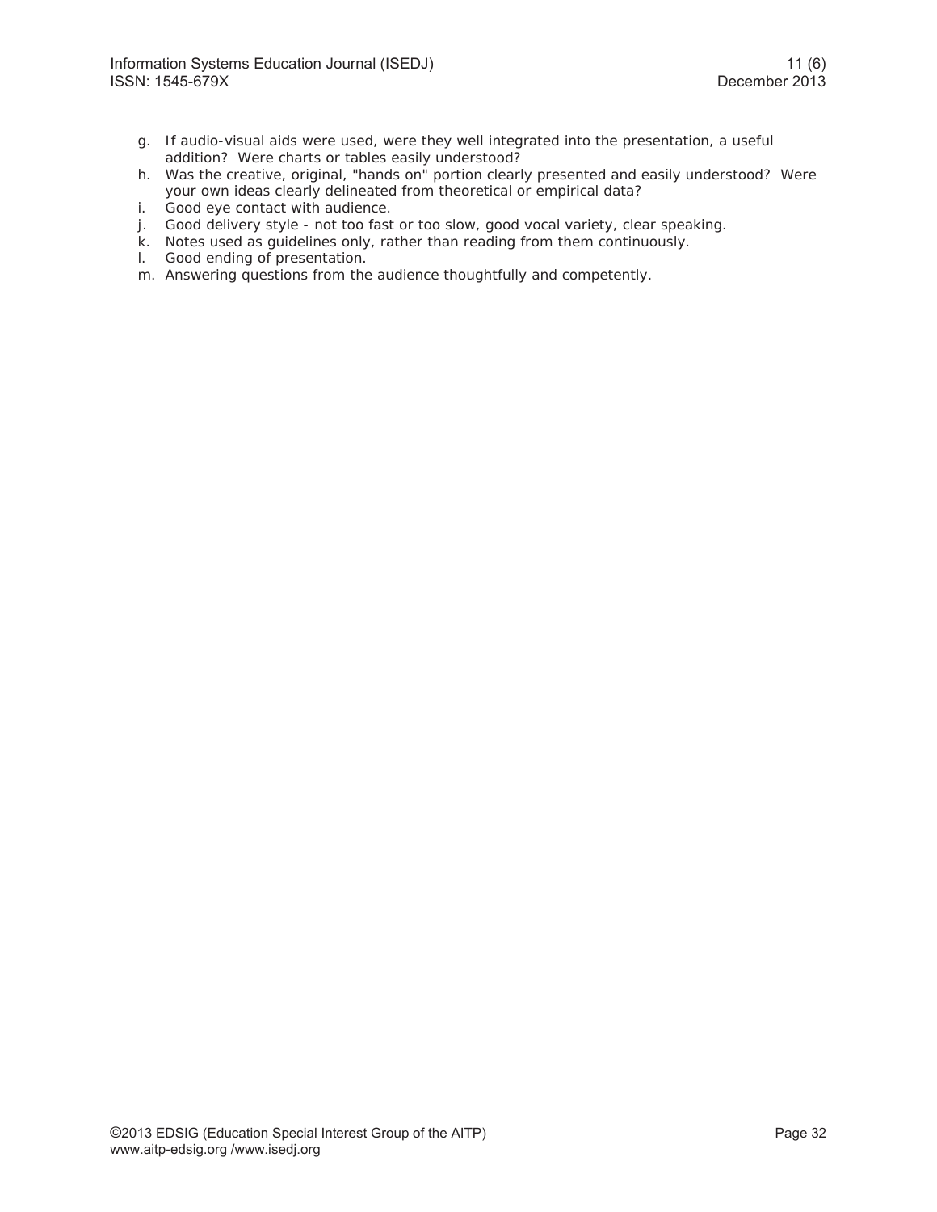g. If audio-visual aids were used, were they well integrated into the presentation, a useful addition? Were charts or tables easily understood?
h. Was the creative, original, "hands on" portion clearly presented and easily understood? Were your own ideas clearly delineated from theoretical or empirical data?
i. Good eye contact with audience.
j. Good delivery style - not too fast or too slow, good vocal variety, clear speaking.
k. Notes used as guidelines only, rather than reading from them continuously.
l. Good ending of presentation.
m. Answering questions from the audience thoughtfully and competently.